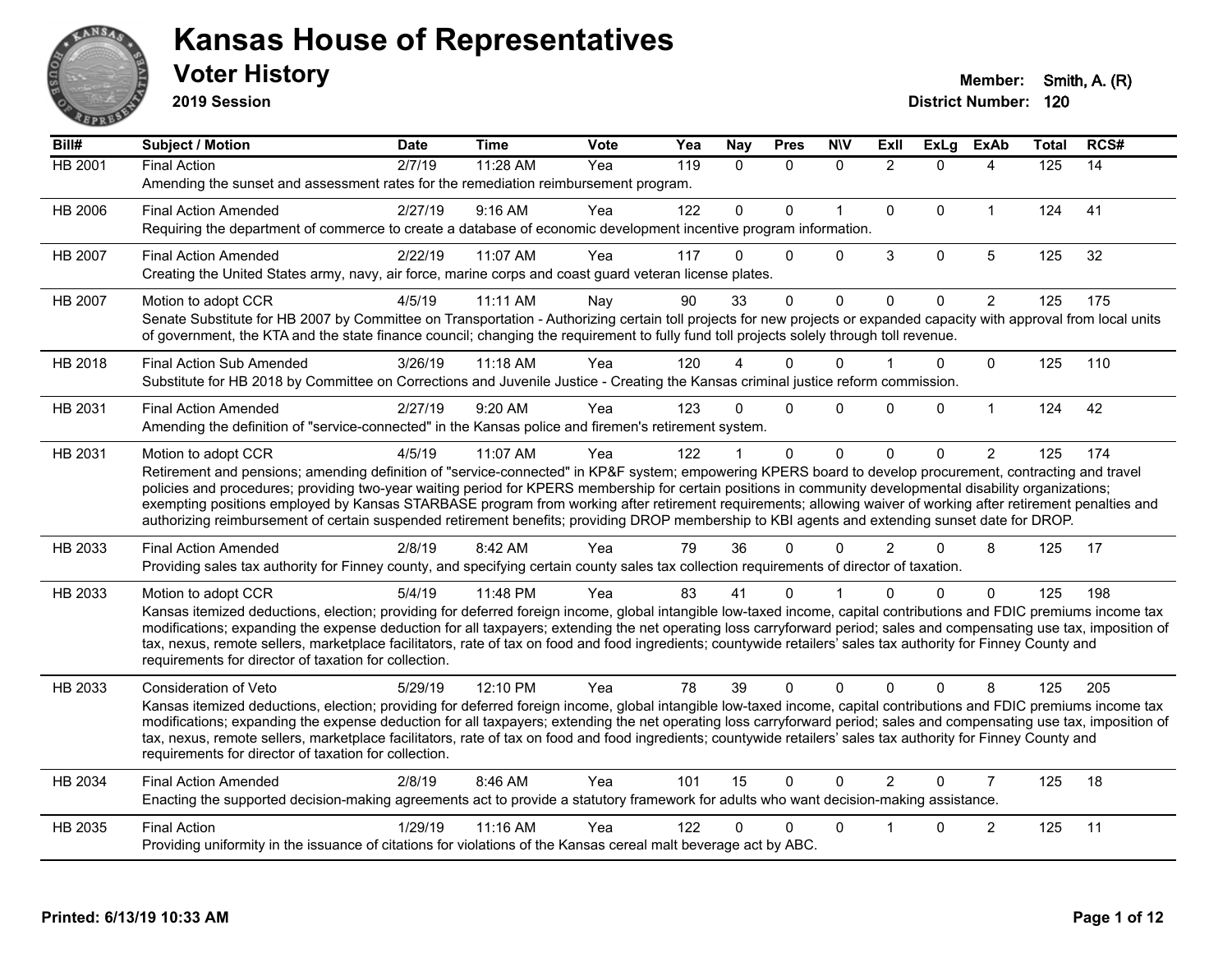# Kansas House of Representatives

## Voter History

**2019 Session**

**Member:** Smith, A. (R)

**District Number:** 120

| Bill# | Subject / Motion | Date | Time | Vote | Yea | Nay | Pres | N\V | ExII | ExLg | ExAb | Total | RCS# |
|---|---|---|---|---|---|---|---|---|---|---|---|---|---|
| HB 2001 | Final Action | 2/7/19 | 11:28 AM | Yea | 119 | 0 | 0 | 0 | 2 | 0 | 4 | 125 | 14 |
| | Amending the sunset and assessment rates for the remediation reimbursement program. | | | | | | | | | | | | |
| HB 2006 | Final Action Amended | 2/27/19 | 9:16 AM | Yea | 122 | 0 | 0 | 1 | 0 | 0 | 1 | 124 | 41 |
| | Requiring the department of commerce to create a database of economic development incentive program information. | | | | | | | | | | | | |
| HB 2007 | Final Action Amended | 2/22/19 | 11:07 AM | Yea | 117 | 0 | 0 | 0 | 3 | 0 | 5 | 125 | 32 |
| | Creating the United States army, navy, air force, marine corps and coast guard veteran license plates. | | | | | | | | | | | | |
| HB 2007 | Motion to adopt CCR | 4/5/19 | 11:11 AM | Nay | 90 | 33 | 0 | 0 | 0 | 0 | 2 | 125 | 175 |
| | Senate Substitute for HB 2007 by Committee on Transportation - Authorizing certain toll projects for new projects or expanded capacity with approval from local units of government, the KTA and the state finance council; changing the requirement to fully fund toll projects solely through toll revenue. | | | | | | | | | | | | |
| HB 2018 | Final Action Sub Amended | 3/26/19 | 11:18 AM | Yea | 120 | 4 | 0 | 0 | 1 | 0 | 0 | 125 | 110 |
| | Substitute for HB 2018 by Committee on Corrections and Juvenile Justice - Creating the Kansas criminal justice reform commission. | | | | | | | | | | | | |
| HB 2031 | Final Action Amended | 2/27/19 | 9:20 AM | Yea | 123 | 0 | 0 | 0 | 0 | 0 | 1 | 124 | 42 |
| | Amending the definition of "service-connected" in the Kansas police and firemen's retirement system. | | | | | | | | | | | | |
| HB 2031 | Motion to adopt CCR | 4/5/19 | 11:07 AM | Yea | 122 | 1 | 0 | 0 | 0 | 0 | 2 | 125 | 174 |
| | Retirement and pensions; amending definition of "service-connected" in KP&F system; empowering KPERS board to develop procurement, contracting and travel policies and procedures; providing two-year waiting period for KPERS membership for certain positions in community developmental disability organizations; exempting positions employed by Kansas STARBASE program from working after retirement requirements; allowing waiver of working after retirement penalties and authorizing reimbursement of certain suspended retirement benefits; providing DROP membership to KBI agents and extending sunset date for DROP. | | | | | | | | | | | | |
| HB 2033 | Final Action Amended | 2/8/19 | 8:42 AM | Yea | 79 | 36 | 0 | 0 | 2 | 0 | 8 | 125 | 17 |
| | Providing sales tax authority for Finney county, and specifying certain county sales tax collection requirements of director of taxation. | | | | | | | | | | | | |
| HB 2033 | Motion to adopt CCR | 5/4/19 | 11:48 PM | Yea | 83 | 41 | 0 | 1 | 0 | 0 | 0 | 125 | 198 |
| | Kansas itemized deductions, election; providing for deferred foreign income, global intangible low-taxed income, capital contributions and FDIC premiums income tax modifications; expanding the expense deduction for all taxpayers; extending the net operating loss carryforward period; sales and compensating use tax, imposition of tax, nexus, remote sellers, marketplace facilitators, rate of tax on food and food ingredients; countywide retailers' sales tax authority for Finney County and requirements for director of taxation for collection. | | | | | | | | | | | | |
| HB 2033 | Consideration of Veto | 5/29/19 | 12:10 PM | Yea | 78 | 39 | 0 | 0 | 0 | 0 | 8 | 125 | 205 |
| | Kansas itemized deductions, election; providing for deferred foreign income, global intangible low-taxed income, capital contributions and FDIC premiums income tax modifications; expanding the expense deduction for all taxpayers; extending the net operating loss carryforward period; sales and compensating use tax, imposition of tax, nexus, remote sellers, marketplace facilitators, rate of tax on food and food ingredients; countywide retailers' sales tax authority for Finney County and requirements for director of taxation for collection. | | | | | | | | | | | | |
| HB 2034 | Final Action Amended | 2/8/19 | 8:46 AM | Yea | 101 | 15 | 0 | 0 | 2 | 0 | 7 | 125 | 18 |
| | Enacting the supported decision-making agreements act to provide a statutory framework for adults who want decision-making assistance. | | | | | | | | | | | | |
| HB 2035 | Final Action | 1/29/19 | 11:16 AM | Yea | 122 | 0 | 0 | 0 | 1 | 0 | 2 | 125 | 11 |
| | Providing uniformity in the issuance of citations for violations of the Kansas cereal malt beverage act by ABC. | | | | | | | | | | | | |

Printed: 6/13/19 10:33 AM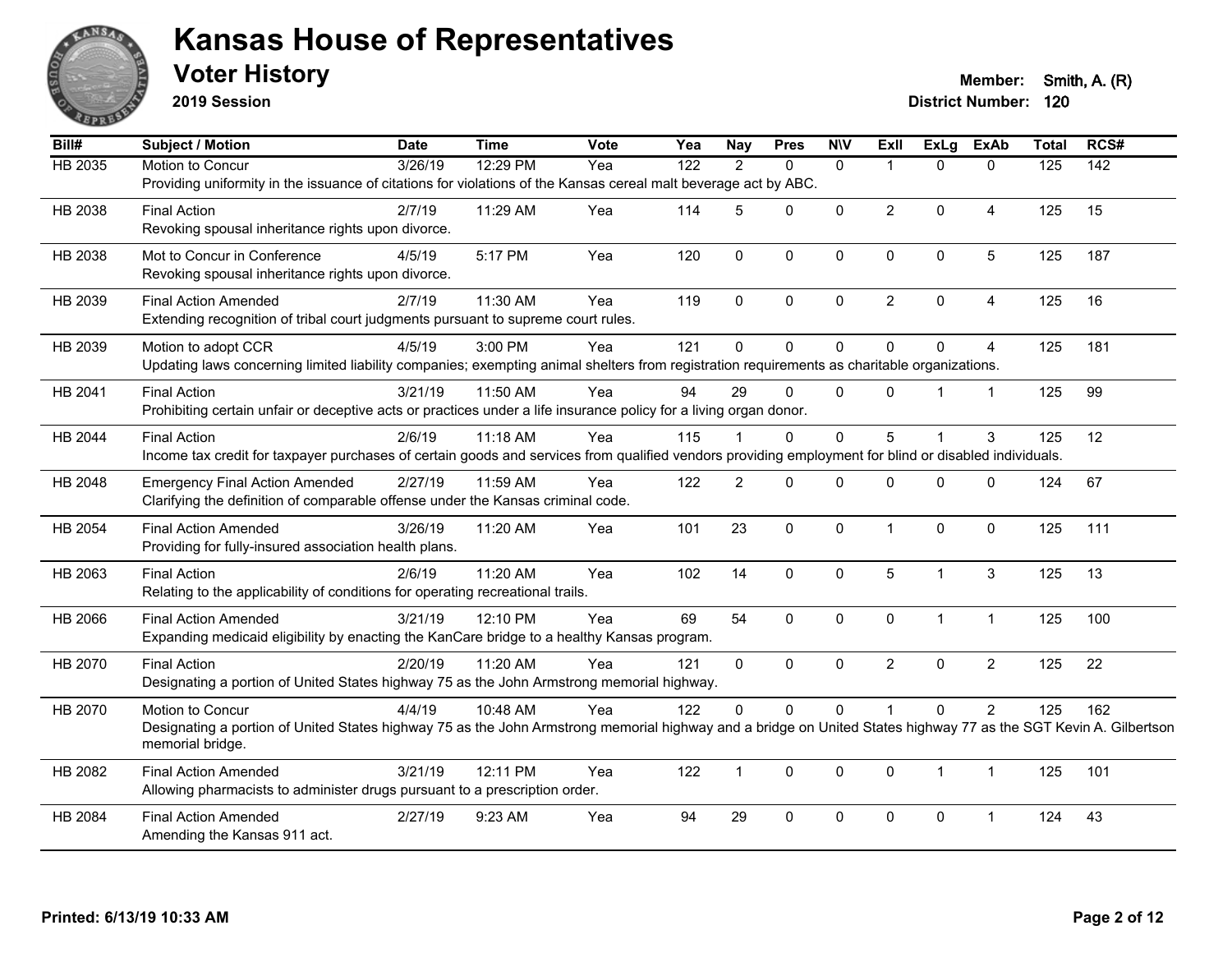# Kansas House of Representatives

## Voter History

**2019 Session**

**Member:** Smith, A. (R)
**District Number:** 120

| Bill# | Subject / Motion | Date | Time | Vote | Yea | Nay | Pres | N\V | ExIl | ExLg | ExAb | Total | RCS# |
|---|---|---|---|---|---|---|---|---|---|---|---|---|---|
| HB 2035 | Motion to Concur | 3/26/19 | 12:29 PM | Yea | 122 | 2 | 0 | 0 | 1 | 0 | 0 | 125 | 142 |
| | Providing uniformity in the issuance of citations for violations of the Kansas cereal malt beverage act by ABC. | | | | | | | | | | | | |
| HB 2038 | Final Action | 2/7/19 | 11:29 AM | Yea | 114 | 5 | 0 | 0 | 2 | 0 | 4 | 125 | 15 |
| | Revoking spousal inheritance rights upon divorce. | | | | | | | | | | | | |
| HB 2038 | Mot to Concur in Conference | 4/5/19 | 5:17 PM | Yea | 120 | 0 | 0 | 0 | 0 | 0 | 5 | 125 | 187 |
| | Revoking spousal inheritance rights upon divorce. | | | | | | | | | | | | |
| HB 2039 | Final Action Amended | 2/7/19 | 11:30 AM | Yea | 119 | 0 | 0 | 0 | 2 | 0 | 4 | 125 | 16 |
| | Extending recognition of tribal court judgments pursuant to supreme court rules. | | | | | | | | | | | | |
| HB 2039 | Motion to adopt CCR | 4/5/19 | 3:00 PM | Yea | 121 | 0 | 0 | 0 | 0 | 0 | 4 | 125 | 181 |
| | Updating laws concerning limited liability companies; exempting animal shelters from registration requirements as charitable organizations. | | | | | | | | | | | | |
| HB 2041 | Final Action | 3/21/19 | 11:50 AM | Yea | 94 | 29 | 0 | 0 | 0 | 1 | 1 | 125 | 99 |
| | Prohibiting certain unfair or deceptive acts or practices under a life insurance policy for a living organ donor. | | | | | | | | | | | | |
| HB 2044 | Final Action | 2/6/19 | 11:18 AM | Yea | 115 | 1 | 0 | 0 | 5 | 1 | 3 | 125 | 12 |
| | Income tax credit for taxpayer purchases of certain goods and services from qualified vendors providing employment for blind or disabled individuals. | | | | | | | | | | | | |
| HB 2048 | Emergency Final Action Amended | 2/27/19 | 11:59 AM | Yea | 122 | 2 | 0 | 0 | 0 | 0 | 0 | 124 | 67 |
| | Clarifying the definition of comparable offense under the Kansas criminal code. | | | | | | | | | | | | |
| HB 2054 | Final Action Amended | 3/26/19 | 11:20 AM | Yea | 101 | 23 | 0 | 0 | 1 | 0 | 0 | 125 | 111 |
| | Providing for fully-insured association health plans. | | | | | | | | | | | | |
| HB 2063 | Final Action | 2/6/19 | 11:20 AM | Yea | 102 | 14 | 0 | 0 | 5 | 1 | 3 | 125 | 13 |
| | Relating to the applicability of conditions for operating recreational trails. | | | | | | | | | | | | |
| HB 2066 | Final Action Amended | 3/21/19 | 12:10 PM | Yea | 69 | 54 | 0 | 0 | 0 | 1 | 1 | 125 | 100 |
| | Expanding medicaid eligibility by enacting the KanCare bridge to a healthy Kansas program. | | | | | | | | | | | | |
| HB 2070 | Final Action | 2/20/19 | 11:20 AM | Yea | 121 | 0 | 0 | 0 | 2 | 0 | 2 | 125 | 22 |
| | Designating a portion of United States highway 75 as the John Armstrong memorial highway. | | | | | | | | | | | | |
| HB 2070 | Motion to Concur | 4/4/19 | 10:48 AM | Yea | 122 | 0 | 0 | 0 | 1 | 0 | 2 | 125 | 162 |
| | Designating a portion of United States highway 75 as the John Armstrong memorial highway and a bridge on United States highway 77 as the SGT Kevin A. Gilbertson memorial bridge. | | | | | | | | | | | | |
| HB 2082 | Final Action Amended | 3/21/19 | 12:11 PM | Yea | 122 | 1 | 0 | 0 | 0 | 1 | 1 | 125 | 101 |
| | Allowing pharmacists to administer drugs pursuant to a prescription order. | | | | | | | | | | | | |
| HB 2084 | Final Action Amended | 2/27/19 | 9:23 AM | Yea | 94 | 29 | 0 | 0 | 0 | 0 | 1 | 124 | 43 |
| | Amending the Kansas 911 act. | | | | | | | | | | | | |

Printed: 6/13/19 10:33 AM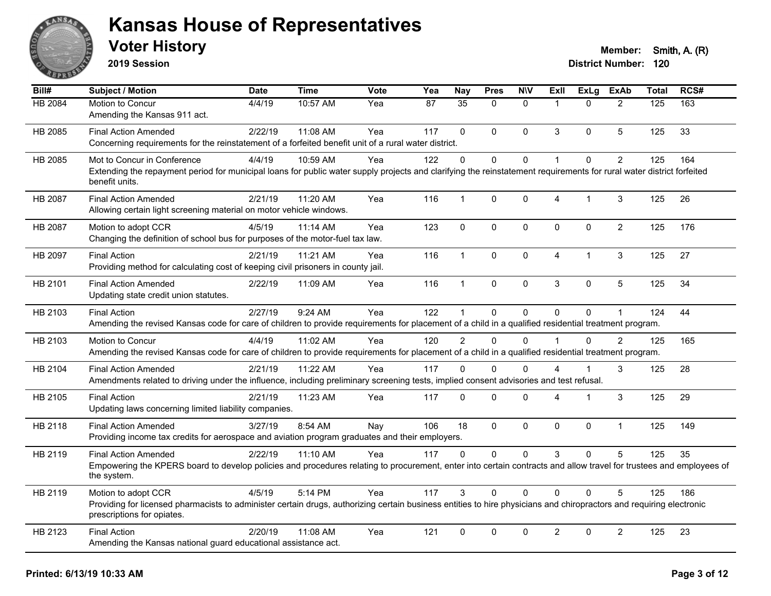# Kansas House of Representatives

## Voter History

**2019 Session**

**Member:** Smith, A. (R)
**District Number:** 120

| Bill# | Subject / Motion | Date | Time | Vote | Yea | Nay | Pres | N\V | ExII | ExLg | ExAb | Total | RCS# |
|---|---|---|---|---|---|---|---|---|---|---|---|---|---|
| HB 2084 | Motion to Concur<br>Amending the Kansas 911 act. | 4/4/19 | 10:57 AM | Yea | 87 | 35 | 0 | 0 | 1 | 0 | 2 | 125 | 163 |
| HB 2085 | Final Action Amended<br>Concerning requirements for the reinstatement of a forfeited benefit unit of a rural water district. | 2/22/19 | 11:08 AM | Yea | 117 | 0 | 0 | 0 | 3 | 0 | 5 | 125 | 33 |
| HB 2085 | Mot to Concur in Conference<br>Extending the repayment period for municipal loans for public water supply projects and clarifying the reinstatement requirements for rural water district forfeited benefit units. | 4/4/19 | 10:59 AM | Yea | 122 | 0 | 0 | 0 | 1 | 0 | 2 | 125 | 164 |
| HB 2087 | Final Action Amended<br>Allowing certain light screening material on motor vehicle windows. | 2/21/19 | 11:20 AM | Yea | 116 | 1 | 0 | 0 | 4 | 1 | 3 | 125 | 26 |
| HB 2087 | Motion to adopt CCR<br>Changing the definition of school bus for purposes of the motor-fuel tax law. | 4/5/19 | 11:14 AM | Yea | 123 | 0 | 0 | 0 | 0 | 0 | 2 | 125 | 176 |
| HB 2097 | Final Action<br>Providing method for calculating cost of keeping civil prisoners in county jail. | 2/21/19 | 11:21 AM | Yea | 116 | 1 | 0 | 0 | 4 | 1 | 3 | 125 | 27 |
| HB 2101 | Final Action Amended<br>Updating state credit union statutes. | 2/22/19 | 11:09 AM | Yea | 116 | 1 | 0 | 0 | 3 | 0 | 5 | 125 | 34 |
| HB 2103 | Final Action<br>Amending the revised Kansas code for care of children to provide requirements for placement of a child in a qualified residential treatment program. | 2/27/19 | 9:24 AM | Yea | 122 | 1 | 0 | 0 | 0 | 0 | 1 | 124 | 44 |
| HB 2103 | Motion to Concur<br>Amending the revised Kansas code for care of children to provide requirements for placement of a child in a qualified residential treatment program. | 4/4/19 | 11:02 AM | Yea | 120 | 2 | 0 | 0 | 1 | 0 | 2 | 125 | 165 |
| HB 2104 | Final Action Amended<br>Amendments related to driving under the influence, including preliminary screening tests, implied consent advisories and test refusal. | 2/21/19 | 11:22 AM | Yea | 117 | 0 | 0 | 0 | 4 | 1 | 3 | 125 | 28 |
| HB 2105 | Final Action<br>Updating laws concerning limited liability companies. | 2/21/19 | 11:23 AM | Yea | 117 | 0 | 0 | 0 | 4 | 1 | 3 | 125 | 29 |
| HB 2118 | Final Action Amended<br>Providing income tax credits for aerospace and aviation program graduates and their employers. | 3/27/19 | 8:54 AM | Nay | 106 | 18 | 0 | 0 | 0 | 0 | 1 | 125 | 149 |
| HB 2119 | Final Action Amended<br>Empowering the KPERS board to develop policies and procedures relating to procurement, enter into certain contracts and allow travel for trustees and employees of the system. | 2/22/19 | 11:10 AM | Yea | 117 | 0 | 0 | 0 | 3 | 0 | 5 | 125 | 35 |
| HB 2119 | Motion to adopt CCR<br>Providing for licensed pharmacists to administer certain drugs, authorizing certain business entities to hire physicians and chiropractors and requiring electronic prescriptions for opiates. | 4/5/19 | 5:14 PM | Yea | 117 | 3 | 0 | 0 | 0 | 0 | 5 | 125 | 186 |
| HB 2123 | Final Action<br>Amending the Kansas national guard educational assistance act. | 2/20/19 | 11:08 AM | Yea | 121 | 0 | 0 | 0 | 2 | 0 | 2 | 125 | 23 |

**Printed: 6/13/19 10:33 AM**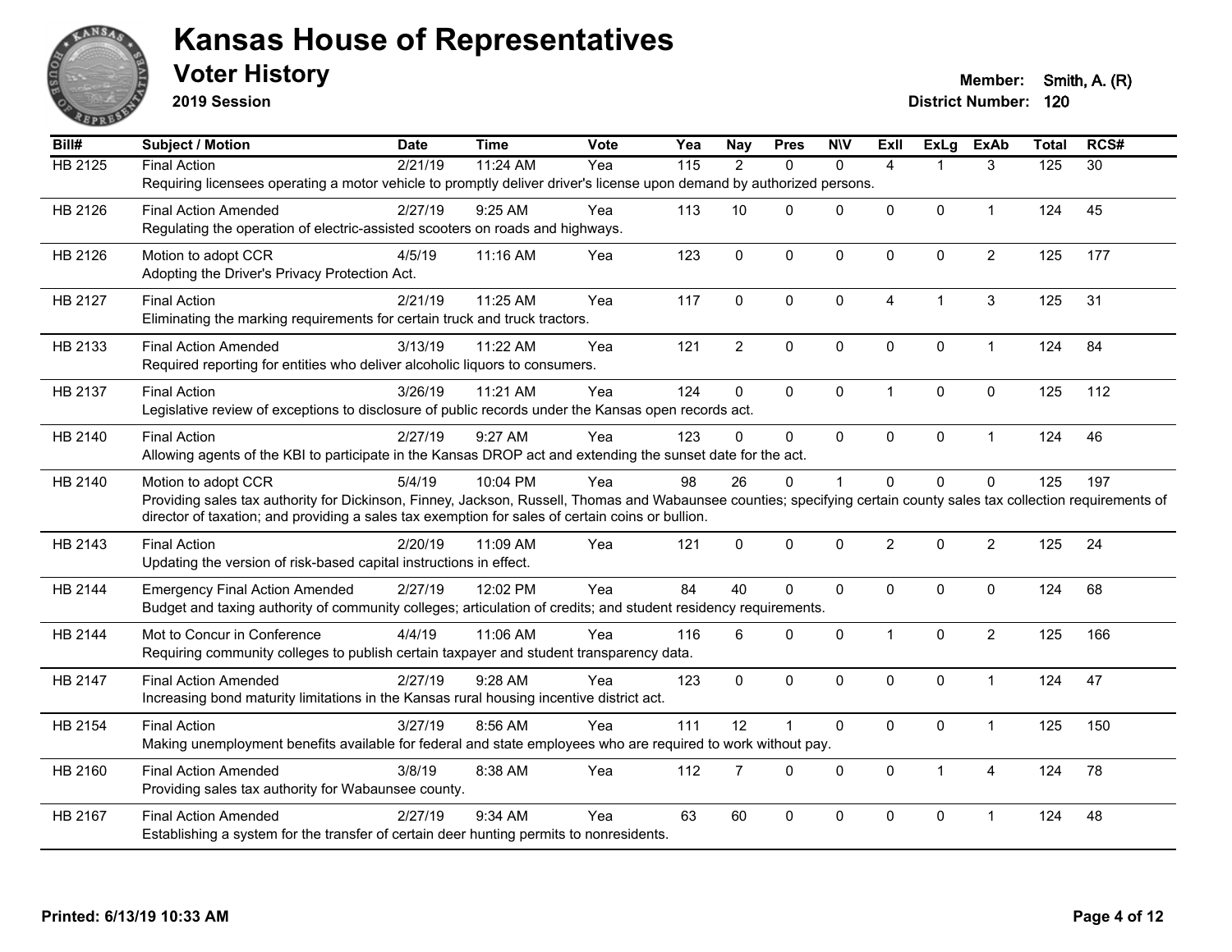# Kansas House of Representatives

## Voter History

**2019 Session**

**Member:** Smith, A. (R)
**District Number:** 120

| Bill# | Subject / Motion | Date | Time | Vote | Yea | Nay | Pres | N\V | ExII | ExLg | ExAb | Total | RCS# |
|---|---|---|---|---|---|---|---|---|---|---|---|---|---|
| HB 2125 | Final Action<br>Requiring licensees operating a motor vehicle to promptly deliver driver's license upon demand by authorized persons. | 2/21/19 | 11:24 AM | Yea | 115 | 2 | 0 | 0 | 4 | 1 | 3 | 125 | 30 |
| HB 2126 | Final Action Amended<br>Regulating the operation of electric-assisted scooters on roads and highways. | 2/27/19 | 9:25 AM | Yea | 113 | 10 | 0 | 0 | 0 | 0 | 1 | 124 | 45 |
| HB 2126 | Motion to adopt CCR<br>Adopting the Driver's Privacy Protection Act. | 4/5/19 | 11:16 AM | Yea | 123 | 0 | 0 | 0 | 0 | 0 | 2 | 125 | 177 |
| HB 2127 | Final Action<br>Eliminating the marking requirements for certain truck and truck tractors. | 2/21/19 | 11:25 AM | Yea | 117 | 0 | 0 | 0 | 4 | 1 | 3 | 125 | 31 |
| HB 2133 | Final Action Amended<br>Required reporting for entities who deliver alcoholic liquors to consumers. | 3/13/19 | 11:22 AM | Yea | 121 | 2 | 0 | 0 | 0 | 0 | 1 | 124 | 84 |
| HB 2137 | Final Action<br>Legislative review of exceptions to disclosure of public records under the Kansas open records act. | 3/26/19 | 11:21 AM | Yea | 124 | 0 | 0 | 0 | 1 | 0 | 0 | 125 | 112 |
| HB 2140 | Final Action<br>Allowing agents of the KBI to participate in the Kansas DROP act and extending the sunset date for the act. | 2/27/19 | 9:27 AM | Yea | 123 | 0 | 0 | 0 | 0 | 0 | 1 | 124 | 46 |
| HB 2140 | Motion to adopt CCR<br>Providing sales tax authority for Dickinson, Finney, Jackson, Russell, Thomas and Wabaunsee counties; specifying certain county sales tax collection requirements of director of taxation; and providing a sales tax exemption for sales of certain coins or bullion. | 5/4/19 | 10:04 PM | Yea | 98 | 26 | 0 | 1 | 0 | 0 | 0 | 125 | 197 |
| HB 2143 | Final Action<br>Updating the version of risk-based capital instructions in effect. | 2/20/19 | 11:09 AM | Yea | 121 | 0 | 0 | 0 | 2 | 0 | 2 | 125 | 24 |
| HB 2144 | Emergency Final Action Amended<br>Budget and taxing authority of community colleges; articulation of credits; and student residency requirements. | 2/27/19 | 12:02 PM | Yea | 84 | 40 | 0 | 0 | 0 | 0 | 0 | 124 | 68 |
| HB 2144 | Mot to Concur in Conference<br>Requiring community colleges to publish certain taxpayer and student transparency data. | 4/4/19 | 11:06 AM | Yea | 116 | 6 | 0 | 0 | 1 | 0 | 2 | 125 | 166 |
| HB 2147 | Final Action Amended<br>Increasing bond maturity limitations in the Kansas rural housing incentive district act. | 2/27/19 | 9:28 AM | Yea | 123 | 0 | 0 | 0 | 0 | 0 | 1 | 124 | 47 |
| HB 2154 | Final Action<br>Making unemployment benefits available for federal and state employees who are required to work without pay. | 3/27/19 | 8:56 AM | Yea | 111 | 12 | 1 | 0 | 0 | 0 | 1 | 125 | 150 |
| HB 2160 | Final Action Amended<br>Providing sales tax authority for Wabaunsee county. | 3/8/19 | 8:38 AM | Yea | 112 | 7 | 0 | 0 | 0 | 1 | 4 | 124 | 78 |
| HB 2167 | Final Action Amended<br>Establishing a system for the transfer of certain deer hunting permits to nonresidents. | 2/27/19 | 9:34 AM | Yea | 63 | 60 | 0 | 0 | 0 | 0 | 1 | 124 | 48 |

**Printed: 6/13/19 10:33 AM**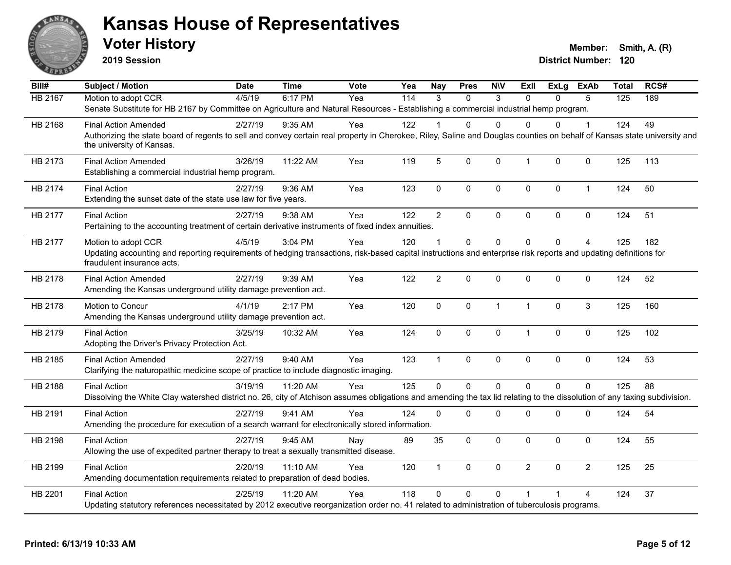# Kansas House of Representatives

## Voter History

**2019 Session**

**Member:** Smith, A. (R)
**District Number:** 120

| Bill# | Subject / Motion | Date | Time | Vote | Yea | Nay | Pres | N\V | ExII | ExLg | ExAb | Total | RCS# |
|---|---|---|---|---|---|---|---|---|---|---|---|---|---|
| HB 2167 | Motion to adopt CCR | 4/5/19 | 6:17 PM | Yea | 114 | 3 | 0 | 3 | 0 | 0 | 5 | 125 | 189 |
| | Senate Substitute for HB 2167 by Committee on Agriculture and Natural Resources - Establishing a commercial industrial hemp program. | | | | | | | | | | | | |
| HB 2168 | Final Action Amended | 2/27/19 | 9:35 AM | Yea | 122 | 1 | 0 | 0 | 0 | 0 | 1 | 124 | 49 |
| | Authorizing the state board of regents to sell and convey certain real property in Cherokee, Riley, Saline and Douglas counties on behalf of Kansas state university and the university of Kansas. | | | | | | | | | | | | |
| HB 2173 | Final Action Amended | 3/26/19 | 11:22 AM | Yea | 119 | 5 | 0 | 0 | 1 | 0 | 0 | 125 | 113 |
| | Establishing a commercial industrial hemp program. | | | | | | | | | | | | |
| HB 2174 | Final Action | 2/27/19 | 9:36 AM | Yea | 123 | 0 | 0 | 0 | 0 | 0 | 1 | 124 | 50 |
| | Extending the sunset date of the state use law for five years. | | | | | | | | | | | | |
| HB 2177 | Final Action | 2/27/19 | 9:38 AM | Yea | 122 | 2 | 0 | 0 | 0 | 0 | 0 | 124 | 51 |
| | Pertaining to the accounting treatment of certain derivative instruments of fixed index annuities. | | | | | | | | | | | | |
| HB 2177 | Motion to adopt CCR | 4/5/19 | 3:04 PM | Yea | 120 | 1 | 0 | 0 | 0 | 0 | 4 | 125 | 182 |
| | Updating accounting and reporting requirements of hedging transactions, risk-based capital instructions and enterprise risk reports and updating definitions for fraudulent insurance acts. | | | | | | | | | | | | |
| HB 2178 | Final Action Amended | 2/27/19 | 9:39 AM | Yea | 122 | 2 | 0 | 0 | 0 | 0 | 0 | 124 | 52 |
| | Amending the Kansas underground utility damage prevention act. | | | | | | | | | | | | |
| HB 2178 | Motion to Concur | 4/1/19 | 2:17 PM | Yea | 120 | 0 | 0 | 1 | 1 | 0 | 3 | 125 | 160 |
| | Amending the Kansas underground utility damage prevention act. | | | | | | | | | | | | |
| HB 2179 | Final Action | 3/25/19 | 10:32 AM | Yea | 124 | 0 | 0 | 0 | 1 | 0 | 0 | 125 | 102 |
| | Adopting the Driver's Privacy Protection Act. | | | | | | | | | | | | |
| HB 2185 | Final Action Amended | 2/27/19 | 9:40 AM | Yea | 123 | 1 | 0 | 0 | 0 | 0 | 0 | 124 | 53 |
| | Clarifying the naturopathic medicine scope of practice to include diagnostic imaging. | | | | | | | | | | | | |
| HB 2188 | Final Action | 3/19/19 | 11:20 AM | Yea | 125 | 0 | 0 | 0 | 0 | 0 | 0 | 125 | 88 |
| | Dissolving the White Clay watershed district no. 26, city of Atchison assumes obligations and amending the tax lid relating to the dissolution of any taxing subdivision. | | | | | | | | | | | | |
| HB 2191 | Final Action | 2/27/19 | 9:41 AM | Yea | 124 | 0 | 0 | 0 | 0 | 0 | 0 | 124 | 54 |
| | Amending the procedure for execution of a search warrant for electronically stored information. | | | | | | | | | | | | |
| HB 2198 | Final Action | 2/27/19 | 9:45 AM | Nay | 89 | 35 | 0 | 0 | 0 | 0 | 0 | 124 | 55 |
| | Allowing the use of expedited partner therapy to treat a sexually transmitted disease. | | | | | | | | | | | | |
| HB 2199 | Final Action | 2/20/19 | 11:10 AM | Yea | 120 | 1 | 0 | 0 | 2 | 0 | 2 | 125 | 25 |
| | Amending documentation requirements related to preparation of dead bodies. | | | | | | | | | | | | |
| HB 2201 | Final Action | 2/25/19 | 11:20 AM | Yea | 118 | 0 | 0 | 0 | 1 | 1 | 4 | 124 | 37 |
| | Updating statutory references necessitated by 2012 executive reorganization order no. 41 related to administration of tuberculosis programs. | | | | | | | | | | | | |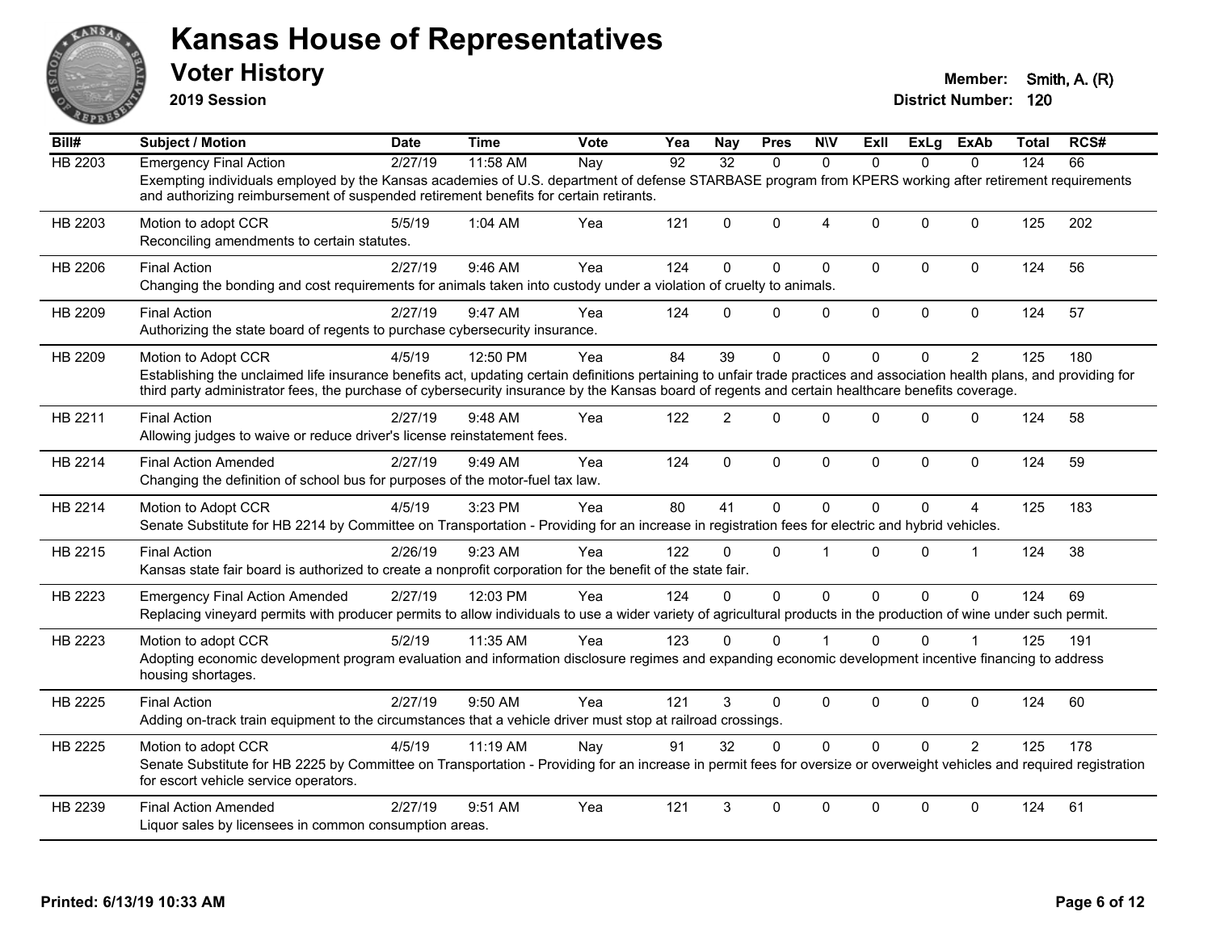# Kansas House of Representatives

## Voter History

**2019 Session**

**Member:** Smith, A. (R)
**District Number:** 120

| Bill# | Subject / Motion | Date | Time | Vote | Yea | Nay | Pres | N\V | ExII | ExLg | ExAb | Total | RCS# |
|---|---|---|---|---|---|---|---|---|---|---|---|---|---|
| HB 2203 | Emergency Final Action | 2/27/19 | 11:58 AM | Nay | 92 | 32 | 0 | 0 | 0 | 0 | 0 | 124 | 66 |
| | Exempting individuals employed by the Kansas academies of U.S. department of defense STARBASE program from KPERS working after retirement requirements and authorizing reimbursement of suspended retirement benefits for certain retirants. | | | | | | | | | | | | |
| HB 2203 | Motion to adopt CCR | 5/5/19 | 1:04 AM | Yea | 121 | 0 | 0 | 4 | 0 | 0 | 0 | 125 | 202 |
| | Reconciling amendments to certain statutes. | | | | | | | | | | | | |
| HB 2206 | Final Action | 2/27/19 | 9:46 AM | Yea | 124 | 0 | 0 | 0 | 0 | 0 | 0 | 124 | 56 |
| | Changing the bonding and cost requirements for animals taken into custody under a violation of cruelty to animals. | | | | | | | | | | | | |
| HB 2209 | Final Action | 2/27/19 | 9:47 AM | Yea | 124 | 0 | 0 | 0 | 0 | 0 | 0 | 124 | 57 |
| | Authorizing the state board of regents to purchase cybersecurity insurance. | | | | | | | | | | | | |
| HB 2209 | Motion to Adopt CCR | 4/5/19 | 12:50 PM | Yea | 84 | 39 | 0 | 0 | 0 | 0 | 2 | 125 | 180 |
| | Establishing the unclaimed life insurance benefits act, updating certain definitions pertaining to unfair trade practices and association health plans, and providing for third party administrator fees, the purchase of cybersecurity insurance by the Kansas board of regents and certain healthcare benefits coverage. | | | | | | | | | | | | |
| HB 2211 | Final Action | 2/27/19 | 9:48 AM | Yea | 122 | 2 | 0 | 0 | 0 | 0 | 0 | 124 | 58 |
| | Allowing judges to waive or reduce driver's license reinstatement fees. | | | | | | | | | | | | |
| HB 2214 | Final Action Amended | 2/27/19 | 9:49 AM | Yea | 124 | 0 | 0 | 0 | 0 | 0 | 0 | 124 | 59 |
| | Changing the definition of school bus for purposes of the motor-fuel tax law. | | | | | | | | | | | | |
| HB 2214 | Motion to Adopt CCR | 4/5/19 | 3:23 PM | Yea | 80 | 41 | 0 | 0 | 0 | 0 | 4 | 125 | 183 |
| | Senate Substitute for HB 2214 by Committee on Transportation - Providing for an increase in registration fees for electric and hybrid vehicles. | | | | | | | | | | | | |
| HB 2215 | Final Action | 2/26/19 | 9:23 AM | Yea | 122 | 0 | 0 | 1 | 0 | 0 | 1 | 124 | 38 |
| | Kansas state fair board is authorized to create a nonprofit corporation for the benefit of the state fair. | | | | | | | | | | | | |
| HB 2223 | Emergency Final Action Amended | 2/27/19 | 12:03 PM | Yea | 124 | 0 | 0 | 0 | 0 | 0 | 0 | 124 | 69 |
| | Replacing vineyard permits with producer permits to allow individuals to use a wider variety of agricultural products in the production of wine under such permit. | | | | | | | | | | | | |
| HB 2223 | Motion to adopt CCR | 5/2/19 | 11:35 AM | Yea | 123 | 0 | 0 | 1 | 0 | 0 | 1 | 125 | 191 |
| | Adopting economic development program evaluation and information disclosure regimes and expanding economic development incentive financing to address housing shortages. | | | | | | | | | | | | |
| HB 2225 | Final Action | 2/27/19 | 9:50 AM | Yea | 121 | 3 | 0 | 0 | 0 | 0 | 0 | 124 | 60 |
| | Adding on-track train equipment to the circumstances that a vehicle driver must stop at railroad crossings. | | | | | | | | | | | | |
| HB 2225 | Motion to adopt CCR | 4/5/19 | 11:19 AM | Nay | 91 | 32 | 0 | 0 | 0 | 0 | 2 | 125 | 178 |
| | Senate Substitute for HB 2225 by Committee on Transportation - Providing for an increase in permit fees for oversize or overweight vehicles and required registration for escort vehicle service operators. | | | | | | | | | | | | |
| HB 2239 | Final Action Amended | 2/27/19 | 9:51 AM | Yea | 121 | 3 | 0 | 0 | 0 | 0 | 0 | 124 | 61 |
| | Liquor sales by licensees in common consumption areas. | | | | | | | | | | | | |

**Printed: 6/13/19 10:33 AM**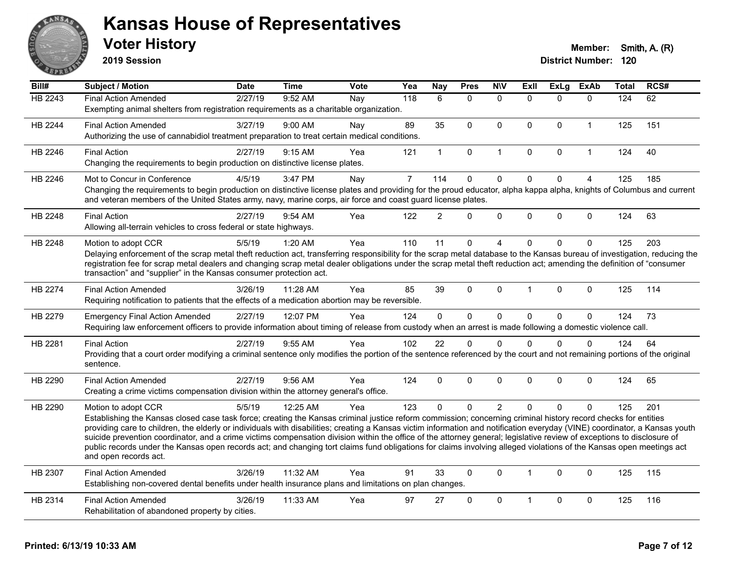# Kansas House of Representatives

## Voter History

**2019 Session**

**Member:** Smith, A. (R)
**District Number:** 120

| Bill# | Subject / Motion | Date | Time | Vote | Yea | Nay | Pres | N\V | ExII | ExLg | ExAb | Total | RCS# |
|---|---|---|---|---|---|---|---|---|---|---|---|---|---|
| HB 2243 | Final Action Amended<br>Exempting animal shelters from registration requirements as a charitable organization. | 2/27/19 | 9:52 AM | Nay | 118 | 6 | 0 | 0 | 0 | 0 | 0 | 124 | 62 |
| HB 2244 | Final Action Amended<br>Authorizing the use of cannabidiol treatment preparation to treat certain medical conditions. | 3/27/19 | 9:00 AM | Nay | 89 | 35 | 0 | 0 | 0 | 0 | 1 | 125 | 151 |
| HB 2246 | Final Action<br>Changing the requirements to begin production on distinctive license plates. | 2/27/19 | 9:15 AM | Yea | 121 | 1 | 0 | 1 | 0 | 0 | 1 | 124 | 40 |
| HB 2246 | Mot to Concur in Conference<br>Changing the requirements to begin production on distinctive license plates and providing for the proud educator, alpha kappa alpha, knights of Columbus and current and veteran members of the United States army, navy, marine corps, air force and coast guard license plates. | 4/5/19 | 3:47 PM | Nay | 7 | 114 | 0 | 0 | 0 | 0 | 4 | 125 | 185 |
| HB 2248 | Final Action<br>Allowing all-terrain vehicles to cross federal or state highways. | 2/27/19 | 9:54 AM | Yea | 122 | 2 | 0 | 0 | 0 | 0 | 0 | 124 | 63 |
| HB 2248 | Motion to adopt CCR<br>Delaying enforcement of the scrap metal theft reduction act, transferring responsibility for the scrap metal database to the Kansas bureau of investigation, reducing the registration fee for scrap metal dealers and changing scrap metal dealer obligations under the scrap metal theft reduction act; amending the definition of "consumer transaction" and "supplier" in the Kansas consumer protection act. | 5/5/19 | 1:20 AM | Yea | 110 | 11 | 0 | 4 | 0 | 0 | 0 | 125 | 203 |
| HB 2274 | Final Action Amended<br>Requiring notification to patients that the effects of a medication abortion may be reversible. | 3/26/19 | 11:28 AM | Yea | 85 | 39 | 0 | 0 | 1 | 0 | 0 | 125 | 114 |
| HB 2279 | Emergency Final Action Amended<br>Requiring law enforcement officers to provide information about timing of release from custody when an arrest is made following a domestic violence call. | 2/27/19 | 12:07 PM | Yea | 124 | 0 | 0 | 0 | 0 | 0 | 0 | 124 | 73 |
| HB 2281 | Final Action<br>Providing that a court order modifying a criminal sentence only modifies the portion of the sentence referenced by the court and not remaining portions of the original sentence. | 2/27/19 | 9:55 AM | Yea | 102 | 22 | 0 | 0 | 0 | 0 | 0 | 124 | 64 |
| HB 2290 | Final Action Amended<br>Creating a crime victims compensation division within the attorney general's office. | 2/27/19 | 9:56 AM | Yea | 124 | 0 | 0 | 0 | 0 | 0 | 0 | 124 | 65 |
| HB 2290 | Motion to adopt CCR<br>Establishing the Kansas closed case task force; creating the Kansas criminal justice reform commission; concerning criminal history record checks for entities providing care to children, the elderly or individuals with disabilities; creating a Kansas victim information and notification everyday (VINE) coordinator, a Kansas youth suicide prevention coordinator, and a crime victims compensation division within the office of the attorney general; legislative review of exceptions to disclosure of public records under the Kansas open records act; and changing tort claims fund obligations for claims involving alleged violations of the Kansas open meetings act and open records act. | 5/5/19 | 12:25 AM | Yea | 123 | 0 | 0 | 2 | 0 | 0 | 0 | 125 | 201 |
| HB 2307 | Final Action Amended<br>Establishing non-covered dental benefits under health insurance plans and limitations on plan changes. | 3/26/19 | 11:32 AM | Yea | 91 | 33 | 0 | 0 | 1 | 0 | 0 | 125 | 115 |
| HB 2314 | Final Action Amended<br>Rehabilitation of abandoned property by cities. | 3/26/19 | 11:33 AM | Yea | 97 | 27 | 0 | 0 | 1 | 0 | 0 | 125 | 116 |

**Printed: 6/13/19 10:33 AM**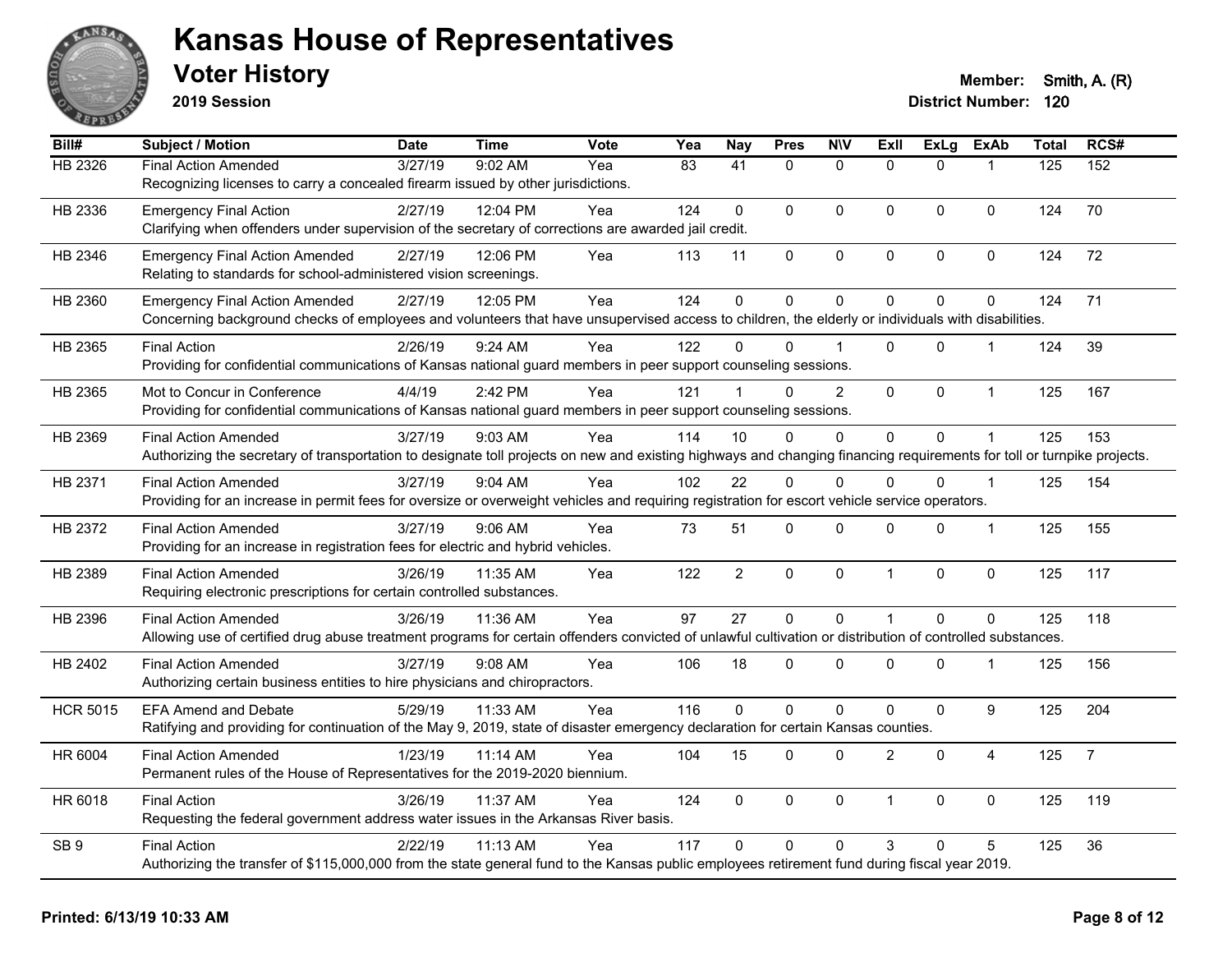# Kansas House of Representatives

## Voter History

**2019 Session**

**Member:** Smith, A. (R)
**District Number:** 120

| Bill# | Subject / Motion | Date | Time | Vote | Yea | Nay | Pres | N\V | ExII | ExLg | ExAb | Total | RCS# |
|---|---|---|---|---|---|---|---|---|---|---|---|---|---|
| HB 2326 | Final Action Amended | 3/27/19 | 9:02 AM | Yea | 83 | 41 | 0 | 0 | 0 | 0 | 1 | 125 | 152 |
| | Recognizing licenses to carry a concealed firearm issued by other jurisdictions. | | | | | | | | | | | | |
| HB 2336 | Emergency Final Action | 2/27/19 | 12:04 PM | Yea | 124 | 0 | 0 | 0 | 0 | 0 | 0 | 124 | 70 |
| | Clarifying when offenders under supervision of the secretary of corrections are awarded jail credit. | | | | | | | | | | | | |
| HB 2346 | Emergency Final Action Amended | 2/27/19 | 12:06 PM | Yea | 113 | 11 | 0 | 0 | 0 | 0 | 0 | 124 | 72 |
| | Relating to standards for school-administered vision screenings. | | | | | | | | | | | | |
| HB 2360 | Emergency Final Action Amended | 2/27/19 | 12:05 PM | Yea | 124 | 0 | 0 | 0 | 0 | 0 | 0 | 124 | 71 |
| | Concerning background checks of employees and volunteers that have unsupervised access to children, the elderly or individuals with disabilities. | | | | | | | | | | | | |
| HB 2365 | Final Action | 2/26/19 | 9:24 AM | Yea | 122 | 0 | 0 | 1 | 0 | 0 | 1 | 124 | 39 |
| | Providing for confidential communications of Kansas national guard members in peer support counseling sessions. | | | | | | | | | | | | |
| HB 2365 | Mot to Concur in Conference | 4/4/19 | 2:42 PM | Yea | 121 | 1 | 0 | 2 | 0 | 0 | 1 | 125 | 167 |
| | Providing for confidential communications of Kansas national guard members in peer support counseling sessions. | | | | | | | | | | | | |
| HB 2369 | Final Action Amended | 3/27/19 | 9:03 AM | Yea | 114 | 10 | 0 | 0 | 0 | 0 | 1 | 125 | 153 |
| | Authorizing the secretary of transportation to designate toll projects on new and existing highways and changing financing requirements for toll or turnpike projects. | | | | | | | | | | | | |
| HB 2371 | Final Action Amended | 3/27/19 | 9:04 AM | Yea | 102 | 22 | 0 | 0 | 0 | 0 | 1 | 125 | 154 |
| | Providing for an increase in permit fees for oversize or overweight vehicles and requiring registration for escort vehicle service operators. | | | | | | | | | | | | |
| HB 2372 | Final Action Amended | 3/27/19 | 9:06 AM | Yea | 73 | 51 | 0 | 0 | 0 | 0 | 1 | 125 | 155 |
| | Providing for an increase in registration fees for electric and hybrid vehicles. | | | | | | | | | | | | |
| HB 2389 | Final Action Amended | 3/26/19 | 11:35 AM | Yea | 122 | 2 | 0 | 0 | 1 | 0 | 0 | 125 | 117 |
| | Requiring electronic prescriptions for certain controlled substances. | | | | | | | | | | | | |
| HB 2396 | Final Action Amended | 3/26/19 | 11:36 AM | Yea | 97 | 27 | 0 | 0 | 1 | 0 | 0 | 125 | 118 |
| | Allowing use of certified drug abuse treatment programs for certain offenders convicted of unlawful cultivation or distribution of controlled substances. | | | | | | | | | | | | |
| HB 2402 | Final Action Amended | 3/27/19 | 9:08 AM | Yea | 106 | 18 | 0 | 0 | 0 | 0 | 1 | 125 | 156 |
| | Authorizing certain business entities to hire physicians and chiropractors. | | | | | | | | | | | | |
| HCR 5015 | EFA Amend and Debate | 5/29/19 | 11:33 AM | Yea | 116 | 0 | 0 | 0 | 0 | 0 | 9 | 125 | 204 |
| | Ratifying and providing for continuation of the May 9, 2019, state of disaster emergency declaration for certain Kansas counties. | | | | | | | | | | | | |
| HR 6004 | Final Action Amended | 1/23/19 | 11:14 AM | Yea | 104 | 15 | 0 | 0 | 2 | 0 | 4 | 125 | 7 |
| | Permanent rules of the House of Representatives for the 2019-2020 biennium. | | | | | | | | | | | | |
| HR 6018 | Final Action | 3/26/19 | 11:37 AM | Yea | 124 | 0 | 0 | 0 | 1 | 0 | 0 | 125 | 119 |
| | Requesting the federal government address water issues in the Arkansas River basis. | | | | | | | | | | | | |
| SB 9 | Final Action | 2/22/19 | 11:13 AM | Yea | 117 | 0 | 0 | 0 | 3 | 0 | 5 | 125 | 36 |
| | Authorizing the transfer of $115,000,000 from the state general fund to the Kansas public employees retirement fund during fiscal year 2019. | | | | | | | | | | | | |

**Printed: 6/13/19 10:33 AM**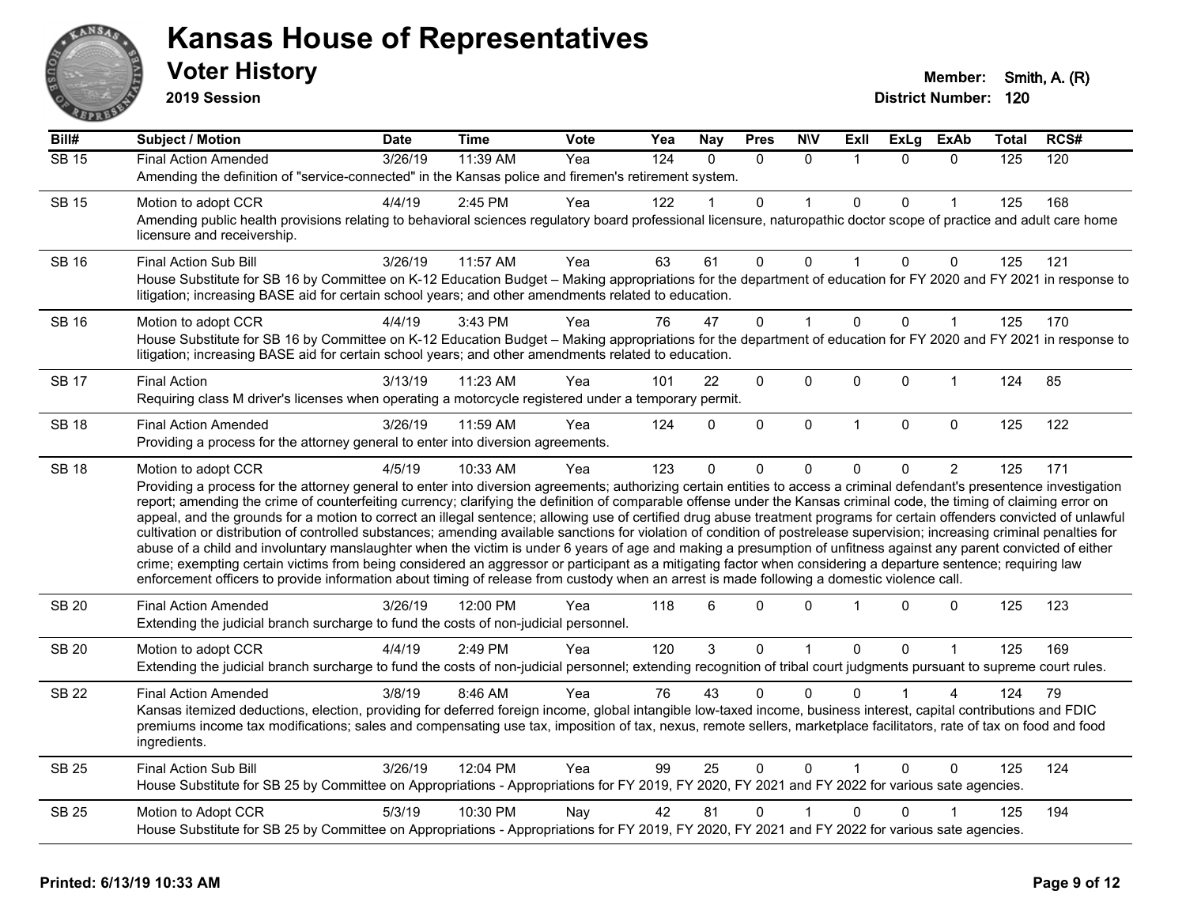# Kansas House of Representatives

## Voter History

**2019 Session**

**Member:** Smith, A. (R)
**District Number:** 120

| Bill# | Subject / Motion | Date | Time | Vote | Yea | Nay | Pres | N\V | ExII | ExLg | ExAb | Total | RCS# |
|---|---|---|---|---|---|---|---|---|---|---|---|---|---|
| SB 15 | Final Action Amended | 3/26/19 | 11:39 AM | Yea | 124 | 0 | 0 | 0 | 1 | 0 | 0 | 125 | 120 |
| | Amending the definition of "service-connected" in the Kansas police and firemen's retirement system. | | | | | | | | | | | | |
| SB 15 | Motion to adopt CCR | 4/4/19 | 2:45 PM | Yea | 122 | 1 | 0 | 1 | 0 | 0 | 1 | 125 | 168 |
| | Amending public health provisions relating to behavioral sciences regulatory board professional licensure, naturopathic doctor scope of practice and adult care home licensure and receivership. | | | | | | | | | | | | |
| SB 16 | Final Action Sub Bill | 3/26/19 | 11:57 AM | Yea | 63 | 61 | 0 | 0 | 1 | 0 | 0 | 125 | 121 |
| | House Substitute for SB 16 by Committee on K-12 Education Budget – Making appropriations for the department of education for FY 2020 and FY 2021 in response to litigation; increasing BASE aid for certain school years; and other amendments related to education. | | | | | | | | | | | | |
| SB 16 | Motion to adopt CCR | 4/4/19 | 3:43 PM | Yea | 76 | 47 | 0 | 1 | 0 | 0 | 1 | 125 | 170 |
| | House Substitute for SB 16 by Committee on K-12 Education Budget – Making appropriations for the department of education for FY 2020 and FY 2021 in response to litigation; increasing BASE aid for certain school years; and other amendments related to education. | | | | | | | | | | | | |
| SB 17 | Final Action | 3/13/19 | 11:23 AM | Yea | 101 | 22 | 0 | 0 | 0 | 0 | 1 | 124 | 85 |
| | Requiring class M driver's licenses when operating a motorcycle registered under a temporary permit. | | | | | | | | | | | | |
| SB 18 | Final Action Amended | 3/26/19 | 11:59 AM | Yea | 124 | 0 | 0 | 0 | 1 | 0 | 0 | 125 | 122 |
| | Providing a process for the attorney general to enter into diversion agreements. | | | | | | | | | | | | |
| SB 18 | Motion to adopt CCR | 4/5/19 | 10:33 AM | Yea | 123 | 0 | 0 | 0 | 0 | 0 | 2 | 125 | 171 |
| | Providing a process for the attorney general to enter into diversion agreements; authorizing certain entities to access a criminal defendant's presentence investigation report; amending the crime of counterfeiting currency; clarifying the definition of comparable offense under the Kansas criminal code, the timing of claiming error on appeal, and the grounds for a motion to correct an illegal sentence; allowing use of certified drug abuse treatment programs for certain offenders convicted of unlawful cultivation or distribution of controlled substances; amending available sanctions for violation of condition of postrelease supervision; increasing criminal penalties for abuse of a child and involuntary manslaughter when the victim is under 6 years of age and making a presumption of unfitness against any parent convicted of either crime; exempting certain victims from being considered an aggressor or participant as a mitigating factor when considering a departure sentence; requiring law enforcement officers to provide information about timing of release from custody when an arrest is made following a domestic violence call. | | | | | | | | | | | | |
| SB 20 | Final Action Amended | 3/26/19 | 12:00 PM | Yea | 118 | 6 | 0 | 0 | 1 | 0 | 0 | 125 | 123 |
| | Extending the judicial branch surcharge to fund the costs of non-judicial personnel. | | | | | | | | | | | | |
| SB 20 | Motion to adopt CCR | 4/4/19 | 2:49 PM | Yea | 120 | 3 | 0 | 1 | 0 | 0 | 1 | 125 | 169 |
| | Extending the judicial branch surcharge to fund the costs of non-judicial personnel; extending recognition of tribal court judgments pursuant to supreme court rules. | | | | | | | | | | | | |
| SB 22 | Final Action Amended | 3/8/19 | 8:46 AM | Yea | 76 | 43 | 0 | 0 | 0 | 1 | 4 | 124 | 79 |
| | Kansas itemized deductions, election, providing for deferred foreign income, global intangible low-taxed income, business interest, capital contributions and FDIC premiums income tax modifications; sales and compensating use tax, imposition of tax, nexus, remote sellers, marketplace facilitators, rate of tax on food and food ingredients. | | | | | | | | | | | | |
| SB 25 | Final Action Sub Bill | 3/26/19 | 12:04 PM | Yea | 99 | 25 | 0 | 0 | 1 | 0 | 0 | 125 | 124 |
| | House Substitute for SB 25 by Committee on Appropriations - Appropriations for FY 2019, FY 2020, FY 2021 and FY 2022 for various sate agencies. | | | | | | | | | | | | |
| SB 25 | Motion to Adopt CCR | 5/3/19 | 10:30 PM | Nay | 42 | 81 | 0 | 1 | 0 | 0 | 1 | 125 | 194 |
| | House Substitute for SB 25 by Committee on Appropriations - Appropriations for FY 2019, FY 2020, FY 2021 and FY 2022 for various sate agencies. | | | | | | | | | | | | |

**Printed: 6/13/19 10:33 AM**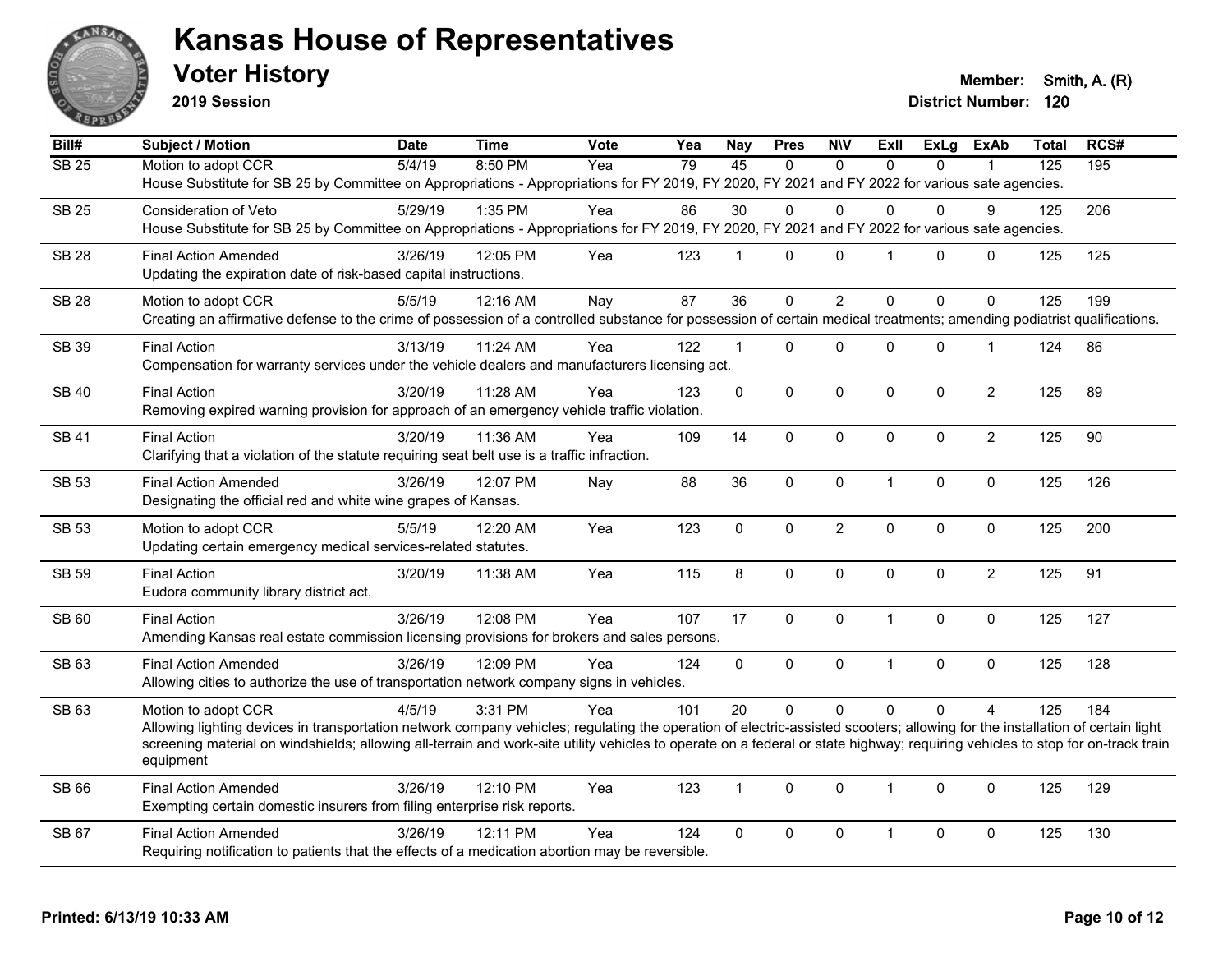# Kansas House of Representatives

## Voter History

**2019 Session**

**Member:** Smith, A. (R)
**District Number:** 120

| Bill# | Subject / Motion | Date | Time | Vote | Yea | Nay | Pres | N\V | ExII | ExLg | ExAb | Total | RCS# |
|---|---|---|---|---|---|---|---|---|---|---|---|---|---|
| SB 25 | Motion to adopt CCR | 5/4/19 | 8:50 PM | Yea | 79 | 45 | 0 | 0 | 0 | 0 | 1 | 125 | 195 |
| | House Substitute for SB 25 by Committee on Appropriations - Appropriations for FY 2019, FY 2020, FY 2021 and FY 2022 for various sate agencies. | | | | | | | | | | | | |
| SB 25 | Consideration of Veto | 5/29/19 | 1:35 PM | Yea | 86 | 30 | 0 | 0 | 0 | 0 | 9 | 125 | 206 |
| | House Substitute for SB 25 by Committee on Appropriations - Appropriations for FY 2019, FY 2020, FY 2021 and FY 2022 for various sate agencies. | | | | | | | | | | | | |
| SB 28 | Final Action Amended | 3/26/19 | 12:05 PM | Yea | 123 | 1 | 0 | 0 | 1 | 0 | 0 | 125 | 125 |
| | Updating the expiration date of risk-based capital instructions. | | | | | | | | | | | | |
| SB 28 | Motion to adopt CCR | 5/5/19 | 12:16 AM | Nay | 87 | 36 | 0 | 2 | 0 | 0 | 0 | 125 | 199 |
| | Creating an affirmative defense to the crime of possession of a controlled substance for possession of certain medical treatments; amending podiatrist qualifications. | | | | | | | | | | | | |
| SB 39 | Final Action | 3/13/19 | 11:24 AM | Yea | 122 | 1 | 0 | 0 | 0 | 0 | 1 | 124 | 86 |
| | Compensation for warranty services under the vehicle dealers and manufacturers licensing act. | | | | | | | | | | | | |
| SB 40 | Final Action | 3/20/19 | 11:28 AM | Yea | 123 | 0 | 0 | 0 | 0 | 0 | 2 | 125 | 89 |
| | Removing expired warning provision for approach of an emergency vehicle traffic violation. | | | | | | | | | | | | |
| SB 41 | Final Action | 3/20/19 | 11:36 AM | Yea | 109 | 14 | 0 | 0 | 0 | 0 | 2 | 125 | 90 |
| | Clarifying that a violation of the statute requiring seat belt use is a traffic infraction. | | | | | | | | | | | | |
| SB 53 | Final Action Amended | 3/26/19 | 12:07 PM | Nay | 88 | 36 | 0 | 0 | 1 | 0 | 0 | 125 | 126 |
| | Designating the official red and white wine grapes of Kansas. | | | | | | | | | | | | |
| SB 53 | Motion to adopt CCR | 5/5/19 | 12:20 AM | Yea | 123 | 0 | 0 | 2 | 0 | 0 | 0 | 125 | 200 |
| | Updating certain emergency medical services-related statutes. | | | | | | | | | | | | |
| SB 59 | Final Action | 3/20/19 | 11:38 AM | Yea | 115 | 8 | 0 | 0 | 0 | 0 | 2 | 125 | 91 |
| | Eudora community library district act. | | | | | | | | | | | | |
| SB 60 | Final Action | 3/26/19 | 12:08 PM | Yea | 107 | 17 | 0 | 0 | 1 | 0 | 0 | 125 | 127 |
| | Amending Kansas real estate commission licensing provisions for brokers and sales persons. | | | | | | | | | | | | |
| SB 63 | Final Action Amended | 3/26/19 | 12:09 PM | Yea | 124 | 0 | 0 | 0 | 1 | 0 | 0 | 125 | 128 |
| | Allowing cities to authorize the use of transportation network company signs in vehicles. | | | | | | | | | | | | |
| SB 63 | Motion to adopt CCR | 4/5/19 | 3:31 PM | Yea | 101 | 20 | 0 | 0 | 0 | 0 | 4 | 125 | 184 |
| | Allowing lighting devices in transportation network company vehicles; regulating the operation of electric-assisted scooters; allowing for the installation of certain light screening material on windshields; allowing all-terrain and work-site utility vehicles to operate on a federal or state highway; requiring vehicles to stop for on-track train equipment | | | | | | | | | | | | |
| SB 66 | Final Action Amended | 3/26/19 | 12:10 PM | Yea | 123 | 1 | 0 | 0 | 1 | 0 | 0 | 125 | 129 |
| | Exempting certain domestic insurers from filing enterprise risk reports. | | | | | | | | | | | | |
| SB 67 | Final Action Amended | 3/26/19 | 12:11 PM | Yea | 124 | 0 | 0 | 0 | 1 | 0 | 0 | 125 | 130 |
| | Requiring notification to patients that the effects of a medication abortion may be reversible. | | | | | | | | | | | | |

**Printed: 6/13/19 10:33 AM**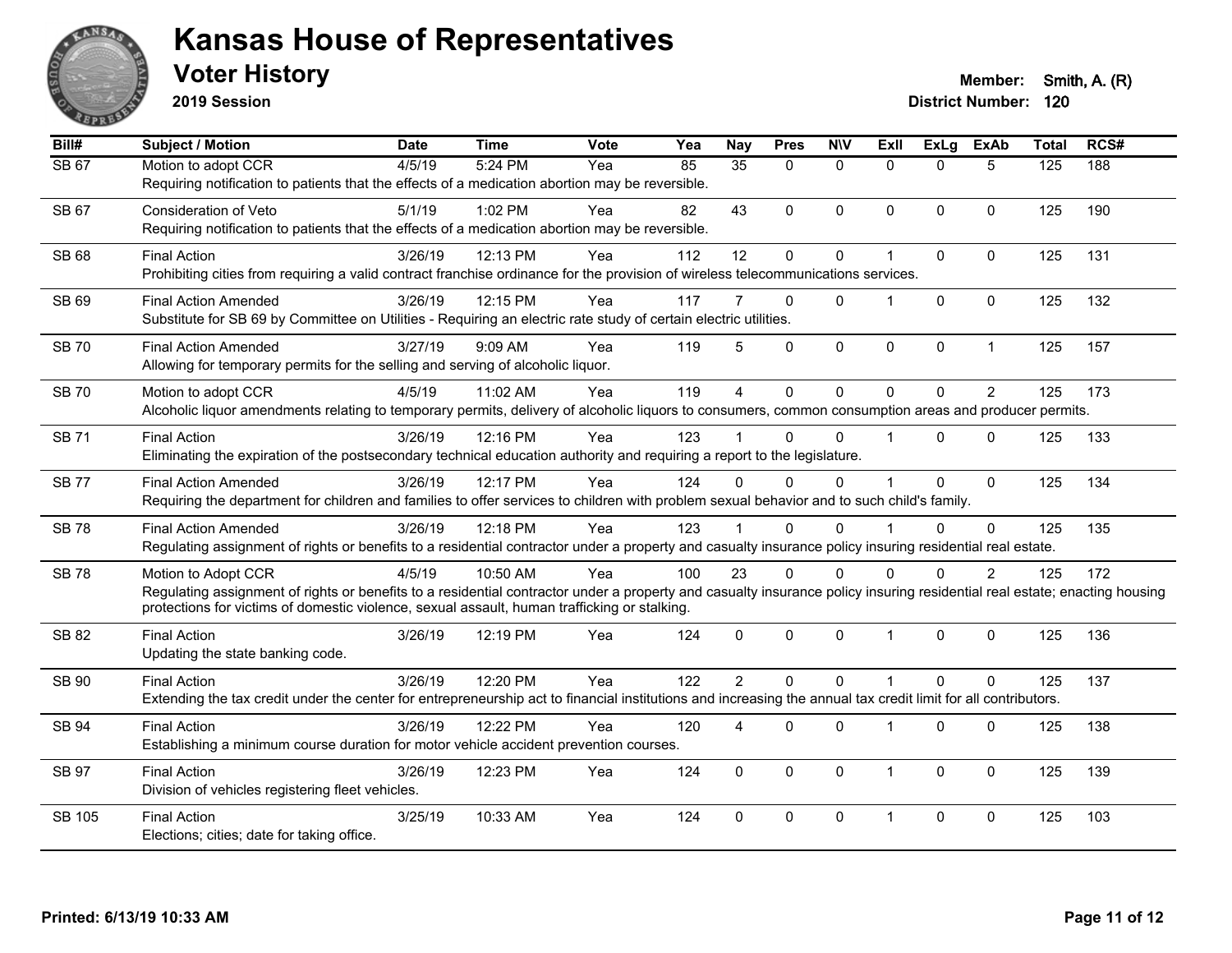# Kansas House of Representatives

## Voter History

**2019 Session**

**Member:** Smith, A. (R)
**District Number:** 120

| Bill# | Subject / Motion | Date | Time | Vote | Yea | Nay | Pres | N\V | ExIl | ExLg | ExAb | Total | RCS# |
|---|---|---|---|---|---|---|---|---|---|---|---|---|---|
| SB 67 | Motion to adopt CCR | 4/5/19 | 5:24 PM | Yea | 85 | 35 | 0 | 0 | 0 | 0 | 5 | 125 | 188 |
| | Requiring notification to patients that the effects of a medication abortion may be reversible. | | | | | | | | | | | | |
| SB 67 | Consideration of Veto | 5/1/19 | 1:02 PM | Yea | 82 | 43 | 0 | 0 | 0 | 0 | 0 | 125 | 190 |
| | Requiring notification to patients that the effects of a medication abortion may be reversible. | | | | | | | | | | | | |
| SB 68 | Final Action | 3/26/19 | 12:13 PM | Yea | 112 | 12 | 0 | 0 | 1 | 0 | 0 | 125 | 131 |
| | Prohibiting cities from requiring a valid contract franchise ordinance for the provision of wireless telecommunications services. | | | | | | | | | | | | |
| SB 69 | Final Action Amended | 3/26/19 | 12:15 PM | Yea | 117 | 7 | 0 | 0 | 1 | 0 | 0 | 125 | 132 |
| | Substitute for SB 69 by Committee on Utilities - Requiring an electric rate study of certain electric utilities. | | | | | | | | | | | | |
| SB 70 | Final Action Amended | 3/27/19 | 9:09 AM | Yea | 119 | 5 | 0 | 0 | 0 | 0 | 1 | 125 | 157 |
| | Allowing for temporary permits for the selling and serving of alcoholic liquor. | | | | | | | | | | | | |
| SB 70 | Motion to adopt CCR | 4/5/19 | 11:02 AM | Yea | 119 | 4 | 0 | 0 | 0 | 0 | 2 | 125 | 173 |
| | Alcoholic liquor amendments relating to temporary permits, delivery of alcoholic liquors to consumers, common consumption areas and producer permits. | | | | | | | | | | | | |
| SB 71 | Final Action | 3/26/19 | 12:16 PM | Yea | 123 | 1 | 0 | 0 | 1 | 0 | 0 | 125 | 133 |
| | Eliminating the expiration of the postsecondary technical education authority and requiring a report to the legislature. | | | | | | | | | | | | |
| SB 77 | Final Action Amended | 3/26/19 | 12:17 PM | Yea | 124 | 0 | 0 | 0 | 1 | 0 | 0 | 125 | 134 |
| | Requiring the department for children and families to offer services to children with problem sexual behavior and to such child's family. | | | | | | | | | | | | |
| SB 78 | Final Action Amended | 3/26/19 | 12:18 PM | Yea | 123 | 1 | 0 | 0 | 1 | 0 | 0 | 125 | 135 |
| | Regulating assignment of rights or benefits to a residential contractor under a property and casualty insurance policy insuring residential real estate. | | | | | | | | | | | | |
| SB 78 | Motion to Adopt CCR | 4/5/19 | 10:50 AM | Yea | 100 | 23 | 0 | 0 | 0 | 0 | 2 | 125 | 172 |
| | Regulating assignment of rights or benefits to a residential contractor under a property and casualty insurance policy insuring residential real estate; enacting housing protections for victims of domestic violence, sexual assault, human trafficking or stalking. | | | | | | | | | | | | |
| SB 82 | Final Action | 3/26/19 | 12:19 PM | Yea | 124 | 0 | 0 | 0 | 1 | 0 | 0 | 125 | 136 |
| | Updating the state banking code. | | | | | | | | | | | | |
| SB 90 | Final Action | 3/26/19 | 12:20 PM | Yea | 122 | 2 | 0 | 0 | 1 | 0 | 0 | 125 | 137 |
| | Extending the tax credit under the center for entrepreneurship act to financial institutions and increasing the annual tax credit limit for all contributors. | | | | | | | | | | | | |
| SB 94 | Final Action | 3/26/19 | 12:22 PM | Yea | 120 | 4 | 0 | 0 | 1 | 0 | 0 | 125 | 138 |
| | Establishing a minimum course duration for motor vehicle accident prevention courses. | | | | | | | | | | | | |
| SB 97 | Final Action | 3/26/19 | 12:23 PM | Yea | 124 | 0 | 0 | 0 | 1 | 0 | 0 | 125 | 139 |
| | Division of vehicles registering fleet vehicles. | | | | | | | | | | | | |
| SB 105 | Final Action | 3/25/19 | 10:33 AM | Yea | 124 | 0 | 0 | 0 | 1 | 0 | 0 | 125 | 103 |
| | Elections; cities; date for taking office. | | | | | | | | | | | | |

**Printed: 6/13/19 10:33 AM**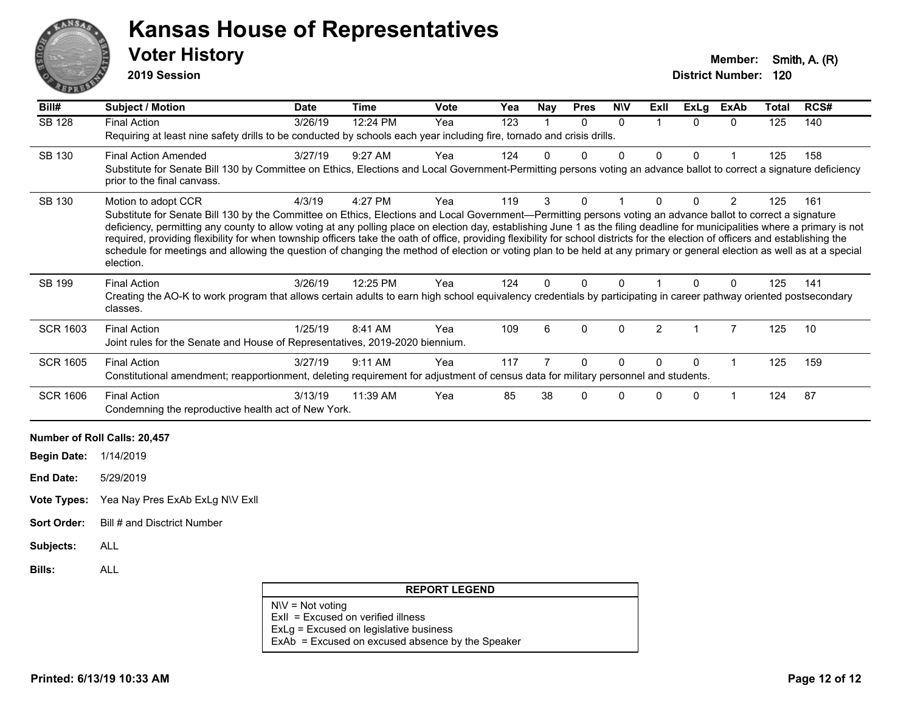# Kansas House of Representatives

## Voter History

**2019 Session**

**Member:** Smith, A. (R)
**District Number:** 120

| Bill# | Subject / Motion | Date | Time | Vote | Yea | Nay | Pres | N\V | ExIl | ExLg | ExAb | Total | RCS# |
|---|---|---|---|---|---|---|---|---|---|---|---|---|---|
| SB 128 | Final Action | 3/26/19 | 12:24 PM | Yea | 123 | 1 | 0 | 0 | 1 | 0 | 0 | 125 | 140 |
| | Requiring at least nine safety drills to be conducted by schools each year including fire, tornado and crisis drills. | | | | | | | | | | | | |
| SB 130 | Final Action Amended | 3/27/19 | 9:27 AM | Yea | 124 | 0 | 0 | 0 | 0 | 0 | 1 | 125 | 158 |
| | Substitute for Senate Bill 130 by Committee on Ethics, Elections and Local Government-Permitting persons voting an advance ballot to correct a signature deficiency prior to the final canvass. | | | | | | | | | | | | |
| SB 130 | Motion to adopt CCR | 4/3/19 | 4:27 PM | Yea | 119 | 3 | 0 | 1 | 0 | 0 | 2 | 125 | 161 |
| | Substitute for Senate Bill 130 by the Committee on Ethics, Elections and Local Government—Permitting persons voting an advance ballot to correct a signature deficiency, permitting any county to allow voting at any polling place on election day, establishing June 1 as the filing deadline for municipalities where a primary is not required, providing flexibility for when township officers take the oath of office, providing flexibility for school districts for the election of officers and establishing the schedule for meetings and allowing the question of changing the method of election or voting plan to be held at any primary or general election as well as at a special election. | | | | | | | | | | | | |
| SB 199 | Final Action | 3/26/19 | 12:25 PM | Yea | 124 | 0 | 0 | 0 | 1 | 0 | 0 | 125 | 141 |
| | Creating the AO-K to work program that allows certain adults to earn high school equivalency credentials by participating in career pathway oriented postsecondary classes. | | | | | | | | | | | | |
| SCR 1603 | Final Action | 1/25/19 | 8:41 AM | Yea | 109 | 6 | 0 | 0 | 2 | 1 | 7 | 125 | 10 |
| | Joint rules for the Senate and House of Representatives, 2019-2020 biennium. | | | | | | | | | | | | |
| SCR 1605 | Final Action | 3/27/19 | 9:11 AM | Yea | 117 | 7 | 0 | 0 | 0 | 0 | 1 | 125 | 159 |
| | Constitutional amendment; reapportionment, deleting requirement for adjustment of census data for military personnel and students. | | | | | | | | | | | | |
| SCR 1606 | Final Action | 3/13/19 | 11:39 AM | Yea | 85 | 38 | 0 | 0 | 0 | 0 | 1 | 124 | 87 |
| | Condemning the reproductive health act of New York. | | | | | | | | | | | | |

**Number of Roll Calls: 20,457**

**Begin Date:** 1/14/2019

**End Date:** 5/29/2019

**Vote Types:** Yea Nay Pres ExAb ExLg N\V ExIl

**Sort Order:** Bill # and Disctrict Number

**Subjects:** ALL

**Bills:** ALL

**REPORT LEGEND**

N\V = Not voting
ExIl = Excused on verified illness
ExLg = Excused on legislative business
ExAb = Excused on excused absence by the Speaker

**Printed: 6/13/19 10:33 AM**